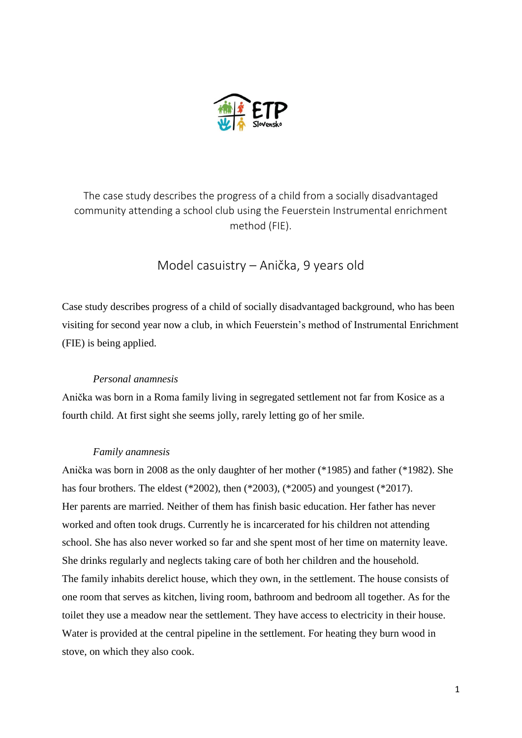The case study describes the progress of a child from a socially disadvantaged community attending a school club using the Feuerstein Instrumental enrichment method (FIE).

# Model casuistry – Anička, 9 years old

Case study describes progress of a child of socially disadvantaged background, who has been visiting for second year now a club, in which Feuerstein's method of Instrumental Enrichment (FIE) is being applied.

*Personal anamnesis*

Anička was born in a Roma family living in segregated settlement not far from Kosice as a fourth child. At first sight she seems jolly, rarely letting go of her smile.

*Family anamnesis*

Anička was born in 2008 as the only daughter of her mother (*1985) and father (*1982). She has four brothers. The eldest (*2002), then (*2003), (*2005) and youngest (*2017).
Her parents are married. Neither of them has finish basic education. Her father has never worked and often took drugs. Currently he is incarcerated for his children not attending school. She has also never worked so far and she spent most of her time on maternity leave. She drinks regularly and neglects taking care of both her children and the household.
The family inhabits derelict house, which they own, in the settlement. The house consists of one room that serves as kitchen, living room, bathroom and bedroom all together. As for the toilet they use a meadow near the settlement. They have access to electricity in their house. Water is provided at the central pipeline in the settlement. For heating they burn wood in stove, on which they also cook.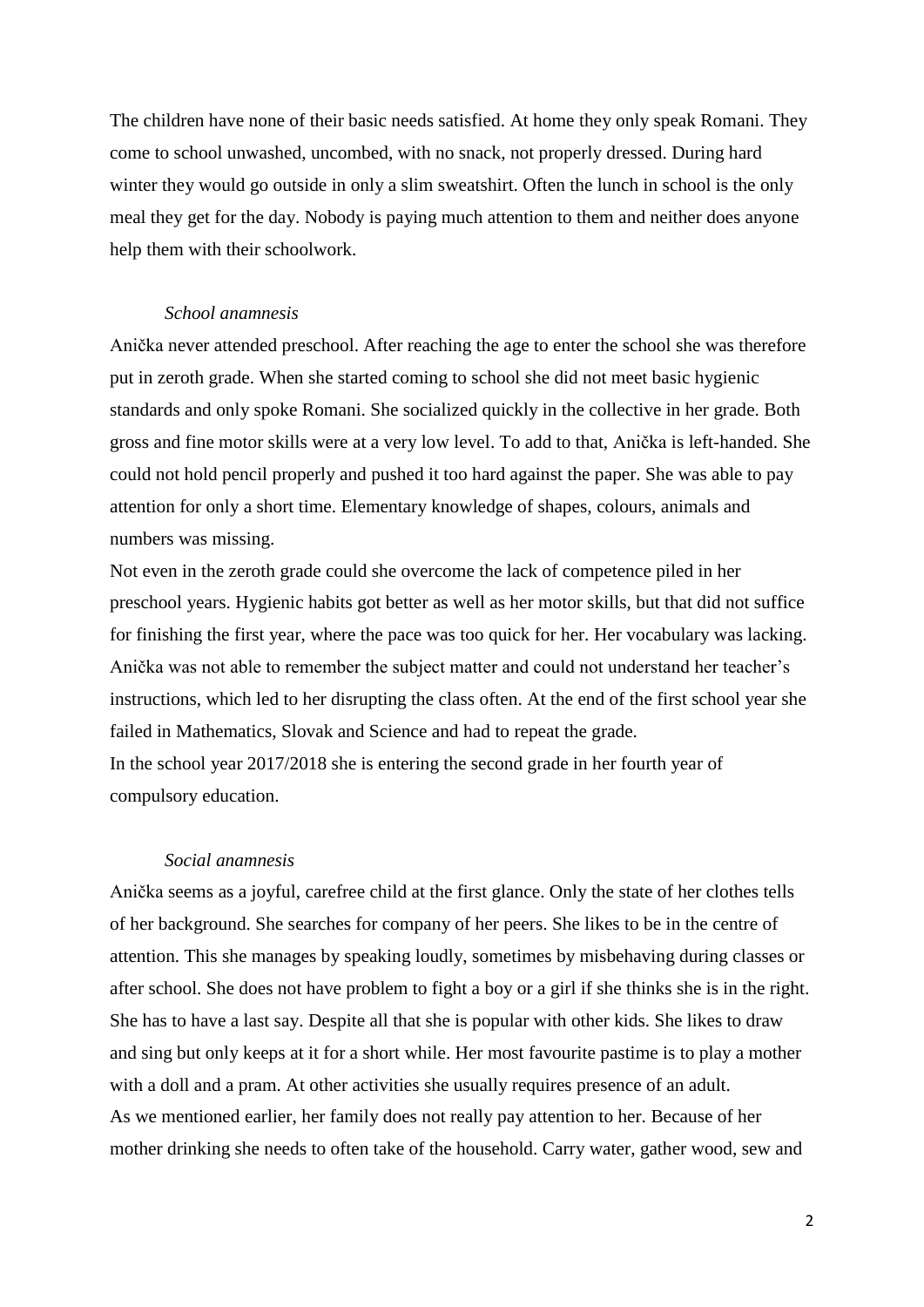The children have none of their basic needs satisfied. At home they only speak Romani. They come to school unwashed, uncombed, with no snack, not properly dressed. During hard winter they would go outside in only a slim sweatshirt. Often the lunch in school is the only meal they get for the day. Nobody is paying much attention to them and neither does anyone help them with their schoolwork.

*School anamnesis*

Anička never attended preschool. After reaching the age to enter the school she was therefore put in zeroth grade. When she started coming to school she did not meet basic hygienic standards and only spoke Romani. She socialized quickly in the collective in her grade. Both gross and fine motor skills were at a very low level. To add to that, Anička is left-handed. She could not hold pencil properly and pushed it too hard against the paper. She was able to pay attention for only a short time. Elementary knowledge of shapes, colours, animals and numbers was missing.

Not even in the zeroth grade could she overcome the lack of competence piled in her preschool years. Hygienic habits got better as well as her motor skills, but that did not suffice for finishing the first year, where the pace was too quick for her. Her vocabulary was lacking. Anička was not able to remember the subject matter and could not understand her teacher's instructions, which led to her disrupting the class often. At the end of the first school year she failed in Mathematics, Slovak and Science and had to repeat the grade.

In the school year 2017/2018 she is entering the second grade in her fourth year of compulsory education.

*Social anamnesis*

Anička seems as a joyful, carefree child at the first glance. Only the state of her clothes tells of her background. She searches for company of her peers. She likes to be in the centre of attention. This she manages by speaking loudly, sometimes by misbehaving during classes or after school. She does not have problem to fight a boy or a girl if she thinks she is in the right. She has to have a last say. Despite all that she is popular with other kids. She likes to draw and sing but only keeps at it for a short while. Her most favourite pastime is to play a mother with a doll and a pram. At other activities she usually requires presence of an adult.

As we mentioned earlier, her family does not really pay attention to her. Because of her mother drinking she needs to often take of the household. Carry water, gather wood, sew and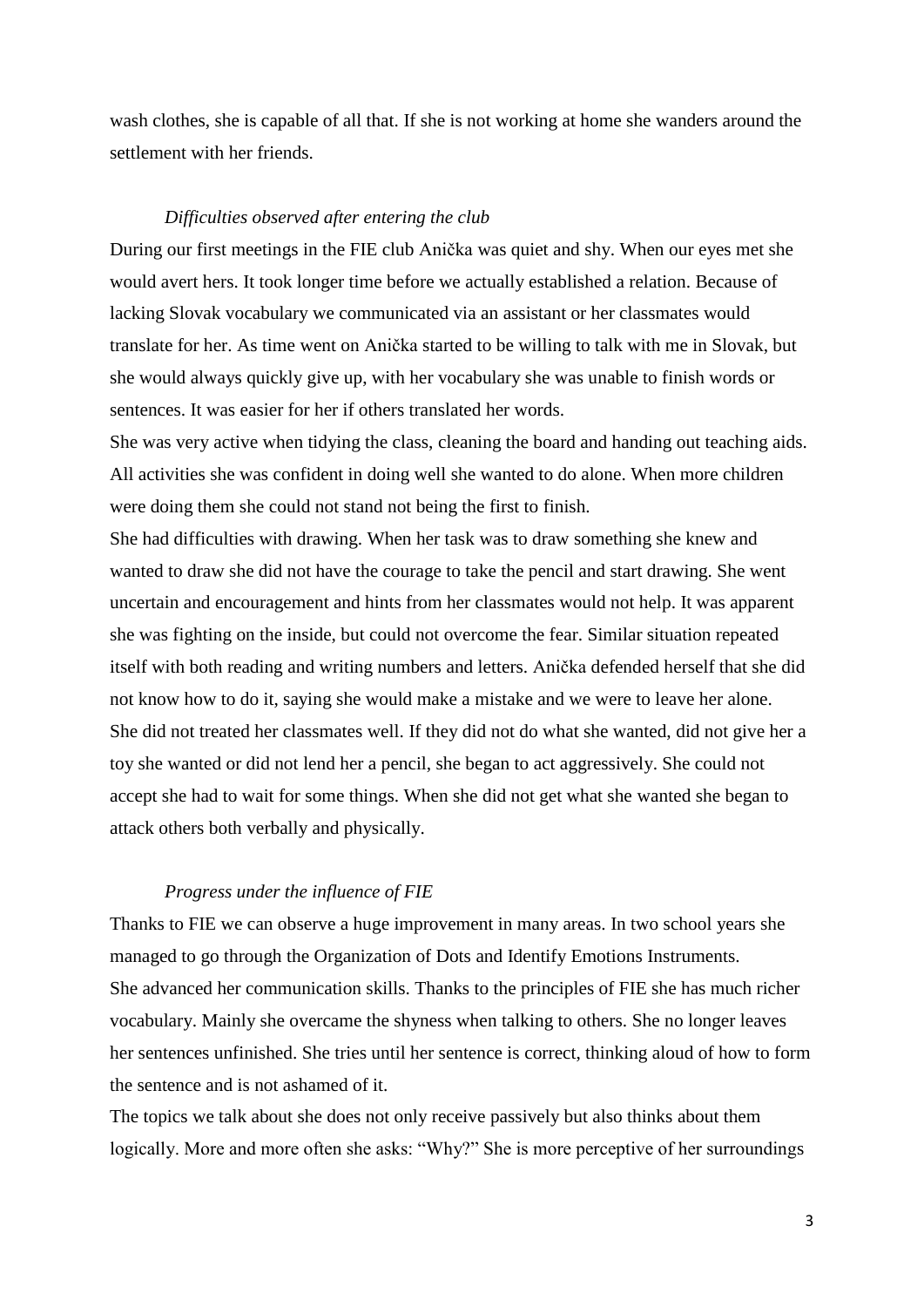wash clothes, she is capable of all that. If she is not working at home she wanders around the settlement with her friends.

*Difficulties observed after entering the club*

During our first meetings in the FIE club Anička was quiet and shy. When our eyes met she would avert hers. It took longer time before we actually established a relation. Because of lacking Slovak vocabulary we communicated via an assistant or her classmates would translate for her. As time went on Anička started to be willing to talk with me in Slovak, but she would always quickly give up, with her vocabulary she was unable to finish words or sentences. It was easier for her if others translated her words.

She was very active when tidying the class, cleaning the board and handing out teaching aids. All activities she was confident in doing well she wanted to do alone. When more children were doing them she could not stand not being the first to finish.

She had difficulties with drawing. When her task was to draw something she knew and wanted to draw she did not have the courage to take the pencil and start drawing. She went uncertain and encouragement and hints from her classmates would not help. It was apparent she was fighting on the inside, but could not overcome the fear. Similar situation repeated itself with both reading and writing numbers and letters. Anička defended herself that she did not know how to do it, saying she would make a mistake and we were to leave her alone.

She did not treated her classmates well. If they did not do what she wanted, did not give her a toy she wanted or did not lend her a pencil, she began to act aggressively. She could not accept she had to wait for some things. When she did not get what she wanted she began to attack others both verbally and physically.

*Progress under the influence of FIE*

Thanks to FIE we can observe a huge improvement in many areas. In two school years she managed to go through the Organization of Dots and Identify Emotions Instruments.

She advanced her communication skills. Thanks to the principles of FIE she has much richer vocabulary. Mainly she overcame the shyness when talking to others. She no longer leaves her sentences unfinished. She tries until her sentence is correct, thinking aloud of how to form the sentence and is not ashamed of it.

The topics we talk about she does not only receive passively but also thinks about them logically. More and more often she asks: "Why?" She is more perceptive of her surroundings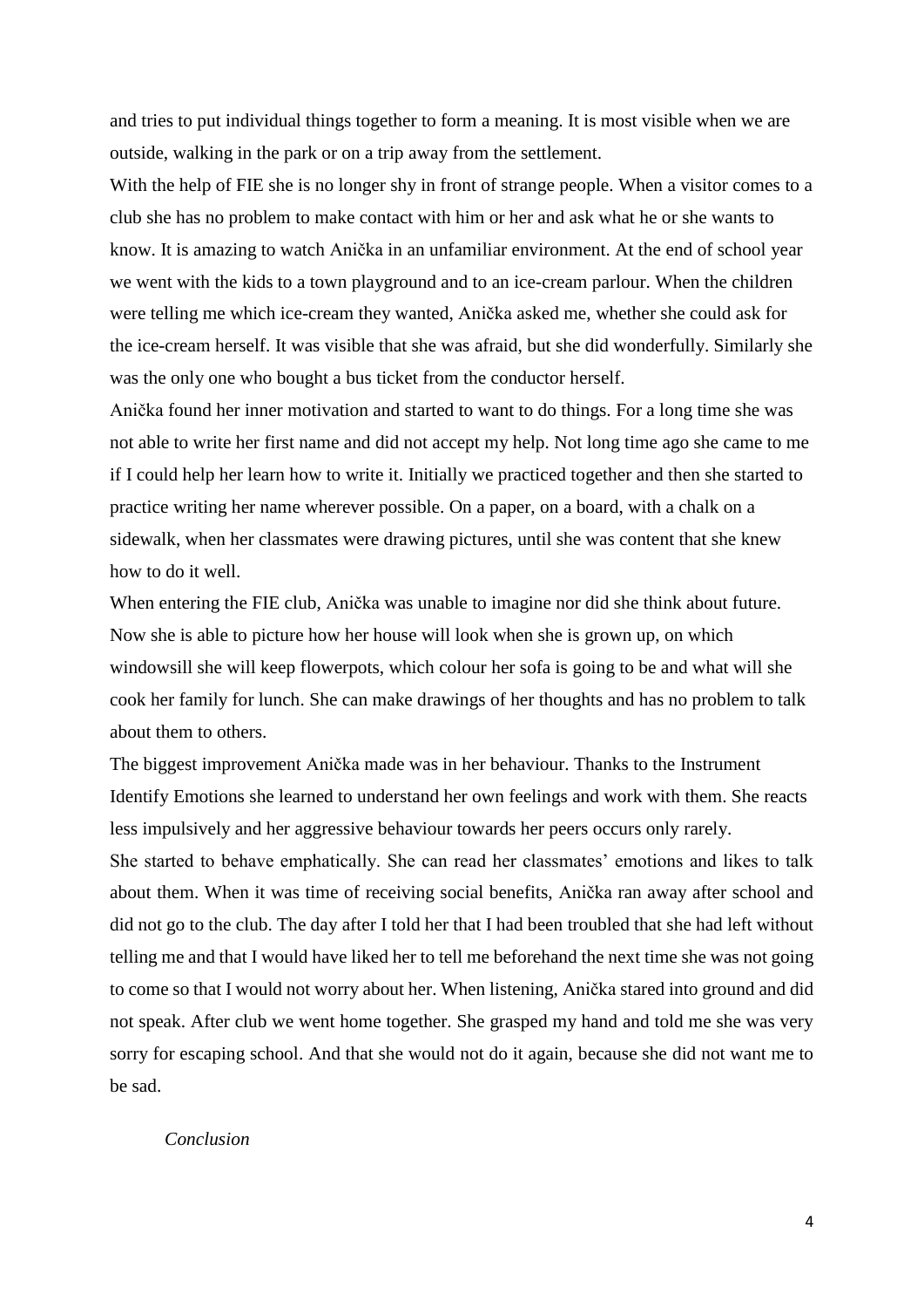and tries to put individual things together to form a meaning. It is most visible when we are outside, walking in the park or on a trip away from the settlement.

With the help of FIE she is no longer shy in front of strange people. When a visitor comes to a club she has no problem to make contact with him or her and ask what he or she wants to know. It is amazing to watch Anička in an unfamiliar environment. At the end of school year we went with the kids to a town playground and to an ice-cream parlour. When the children were telling me which ice-cream they wanted, Anička asked me, whether she could ask for the ice-cream herself. It was visible that she was afraid, but she did wonderfully. Similarly she was the only one who bought a bus ticket from the conductor herself.

Anička found her inner motivation and started to want to do things. For a long time she was not able to write her first name and did not accept my help. Not long time ago she came to me if I could help her learn how to write it. Initially we practiced together and then she started to practice writing her name wherever possible. On a paper, on a board, with a chalk on a sidewalk, when her classmates were drawing pictures, until she was content that she knew how to do it well.

When entering the FIE club, Anička was unable to imagine nor did she think about future. Now she is able to picture how her house will look when she is grown up, on which windowsill she will keep flowerpots, which colour her sofa is going to be and what will she cook her family for lunch. She can make drawings of her thoughts and has no problem to talk about them to others.

The biggest improvement Anička made was in her behaviour. Thanks to the Instrument Identify Emotions she learned to understand her own feelings and work with them. She reacts less impulsively and her aggressive behaviour towards her peers occurs only rarely.

She started to behave emphatically. She can read her classmates' emotions and likes to talk about them. When it was time of receiving social benefits, Anička ran away after school and did not go to the club. The day after I told her that I had been troubled that she had left without telling me and that I would have liked her to tell me beforehand the next time she was not going to come so that I would not worry about her. When listening, Anička stared into ground and did not speak. After club we went home together. She grasped my hand and told me she was very sorry for escaping school. And that she would not do it again, because she did not want me to be sad.

*Conclusion*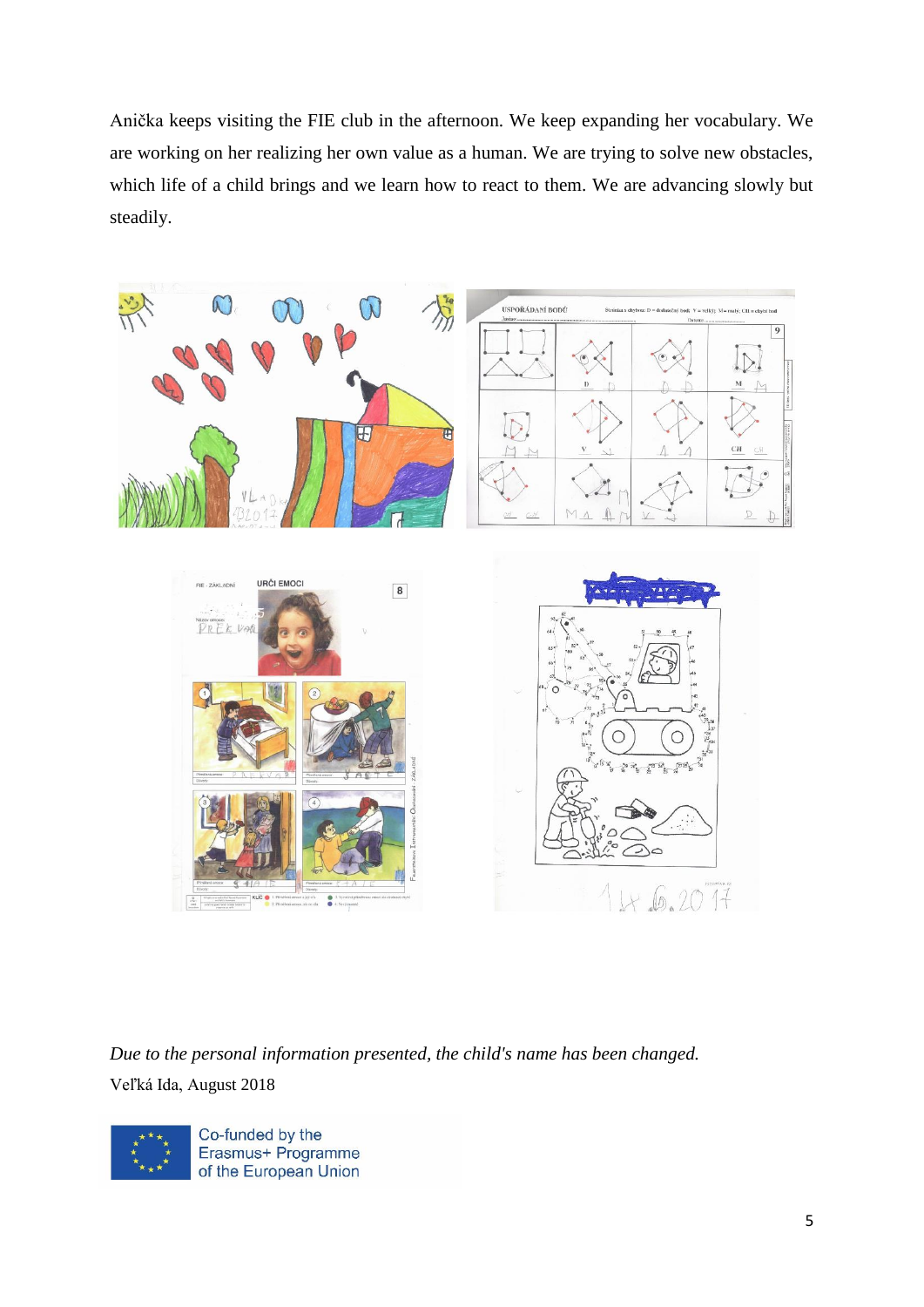Anička keeps visiting the FIE club in the afternoon. We keep expanding her vocabulary. We are working on her realizing her own value as a human. We are trying to solve new obstacles, which life of a child brings and we learn how to react to them. We are advancing slowly but steadily.

*Due to the personal information presented, the child's name has been changed.*

Veľká Ida, August 2018

Co-funded by the Erasmus+ Programme of the European Union